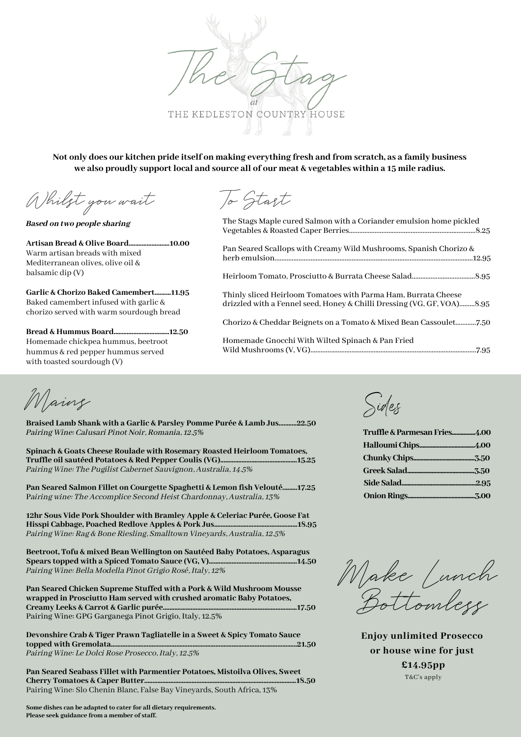# The Stag

at

THE KEDLESTON COUNTRY HOUSE

**Not only does our kitchen pride itself on making everything fresh and from scratch, as a family business we also proudly support local and source all of our meat & vegetables within a 15 mile radius.**

## Whilst you wait

***Based on two people sharing***

**Artisan Bread & Olive Board.........................10.00**
Warm artisan breads with mixed Mediterranean olives, olive oil & balsamic dip (V)

**Garlic & Chorizo Baked Camembert..........11.95**
Baked camembert infused with garlic & chorizo served with warm sourdough bread

**Bread & Hummus Board..................................12.50**
Homemade chickpea hummus, beetroot hummus & red pepper hummus served with toasted sourdough (V)

## To Start

The Stags Maple cured Salmon with a Coriander emulsion home pickled Vegetables & Roasted Caper Berries.........................................................................8.25

Pan Seared Scallops with Creamy Wild Mushrooms, Spanish Chorizo & herb emulsion..................................................................................................................12.95

Heirloom Tomato, Prosciutto & Burrata Cheese Salad.....................................8.95

Thinly sliced Heirloom Tomatoes with Parma Ham, Burrata Cheese drizzled with a Fennel seed, Honey & Chilli Dressing (VG, GF, VOA).........8.95

Chorizo & Cheddar Beignets on a Tomato & Mixed Bean Cassoulet............7.50

Homemade Gnocchi With Wilted Spinach & Pan Fried Wild Mushrooms (V, VG)................................................................................................7.95

## Mains

**Braised Lamb Shank with a Garlic & Parsley Pomme Purée & Lamb Jus...........22.50**
*Pairing Wine: Calusari Pinot Noir, Romania, 12.5%*

**Spinach & Goats Cheese Roulade with Rosemary Roasted Heirloom Tomatoes, Truffle oil sautéed Potatoes & Red Pepper Coulis (VG)...............................................15.25**
*Pairing Wine: The Pugilist Cabernet Sauvignon, Australia, 14.5%*

**Pan Seared Salmon Fillet on Courgette Spaghetti & Lemon fish Velouté.........17.25**
*Pairing wine: The Accomplice Second Heist Chardonnay, Australia, 13%*

**12hr Sous Vide Pork Shoulder with Bramley Apple & Celeriac Purée, Goose Fat Hisspi Cabbage, Poached Redlove Apples & Pork Jus...................................................18.95**
*Pairing Wine: Rag & Bone Riesling, Smalltown Vineyards, Australia, 12.5%*

**Beetroot, Tofu & mixed Bean Wellington on Sautéed Baby Potatoes, Asparagus Spears topped with a Spiced Tomato Sauce (VG, V).....................................................14.50**
*Pairing Wine: Bella Modella Pinot Grigio Rosé, Italy, 12%*

**Pan Seared Chicken Supreme Stuffed with a Pork & Wild Mushroom Mousse wrapped in Prosciutto Ham served with crushed aromatic Baby Potatoes, Creamy Leeks & Carrot & Garlic purée.................................................................................17.50**
Pairing Wine: GPG Garganega Pinot Grigio, Italy, 12.5%

**Devonshire Crab & Tiger Prawn Tagliatelle in a Sweet & Spicy Tomato Sauce topped with Gremolata...............................................................................................................21.50**
*Pairing Wine: Le Dolci Rose Prosecco, Italy, 12.5%*

**Pan Seared Seabass Fillet with Parmentier Potatoes, Mistoilva Olives, Sweet Cherry Tomatoes & Caper Butter...........................................................................................18.50**
Pairing Wine: Slo Chenin Blanc, False Bay Vineyards, South Africa, 13%

**Some dishes can be adapted to cater for all dietary requirements. Please seek guidance from a member of staff.**

## Sides

**Truffle & Parmesan Fries...............4.00**
**Halloumi Chips....................................4.00**
**Chunky Chips.......................................3.50**
**Greek Salad...........................................3.50**
**Side Salad..............................................2.95**
**Onion Rings..........................................3.00**

## Make Lunch Bottomless

**Enjoy unlimited Prosecco or house wine for just £14.95pp**

T&C's apply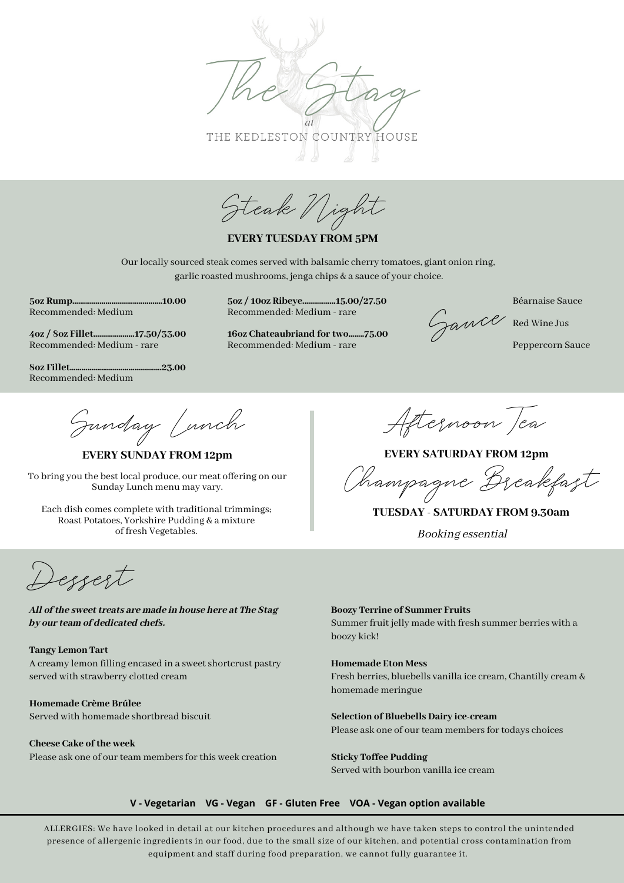# The Stag

*at*

THE KEDLESTON COUNTRY HOUSE

## Steak Night

**EVERY TUESDAY FROM 5PM**

Our locally sourced steak comes served with balsamic cherry tomatoes, giant onion ring, garlic roasted mushrooms, jenga chips & a sauce of your choice.

**5oz Rump.............................................10.00**
Recommended: Medium

**4oz / 8oz Fillet....................17.50/33.00**
Recommended: Medium - rare

**8oz Fillet..............................................23.00**
Recommended: Medium

**5oz / 10oz Ribeye................15.00/27.50**
Recommended: Medium - rare

**16oz Chateaubriand for two........75.00**
Recommended: Medium - rare

### Sauce

Béarnaise Sauce

Red Wine Jus

Peppercorn Sauce

## Sunday Lunch

**EVERY SUNDAY FROM 12pm**

To bring you the best local produce, our meat offering on our Sunday Lunch menu may vary.

Each dish comes complete with traditional trimmings; Roast Potatoes, Yorkshire Pudding & a mixture of fresh Vegetables.

## Afternoon Tea

**EVERY SATURDAY FROM 12pm**

## Champagne Breakfast

**TUESDAY - SATURDAY FROM 9.30am**

*Booking essential*

## Dessert

***All of the sweet treats are made in house here at The Stag by our team of dedicated chefs.***

**Tangy Lemon Tart**
A creamy lemon filling encased in a sweet shortcrust pastry served with strawberry clotted cream

**Homemade Crème Brûlee**
Served with homemade shortbread biscuit

**Cheese Cake of the week**
Please ask one of our team members for this week creation

**Boozy Terrine of Summer Fruits**
Summer fruit jelly made with fresh summer berries with a boozy kick!

**Homemade Eton Mess**
Fresh berries, bluebells vanilla ice cream, Chantilly cream & homemade meringue

**Selection of Bluebells Dairy ice-cream**
Please ask one of our team members for todays choices

**Sticky Toffee Pudding**
Served with bourbon vanilla ice cream

**V - Vegetarian VG - Vegan GF - Gluten Free VOA - Vegan option available**

ALLERGIES: We have looked in detail at our kitchen procedures and although we have taken steps to control the unintended presence of allergenic ingredients in our food, due to the small size of our kitchen, and potential cross contamination from equipment and staff during food preparation, we cannot fully guarantee it.